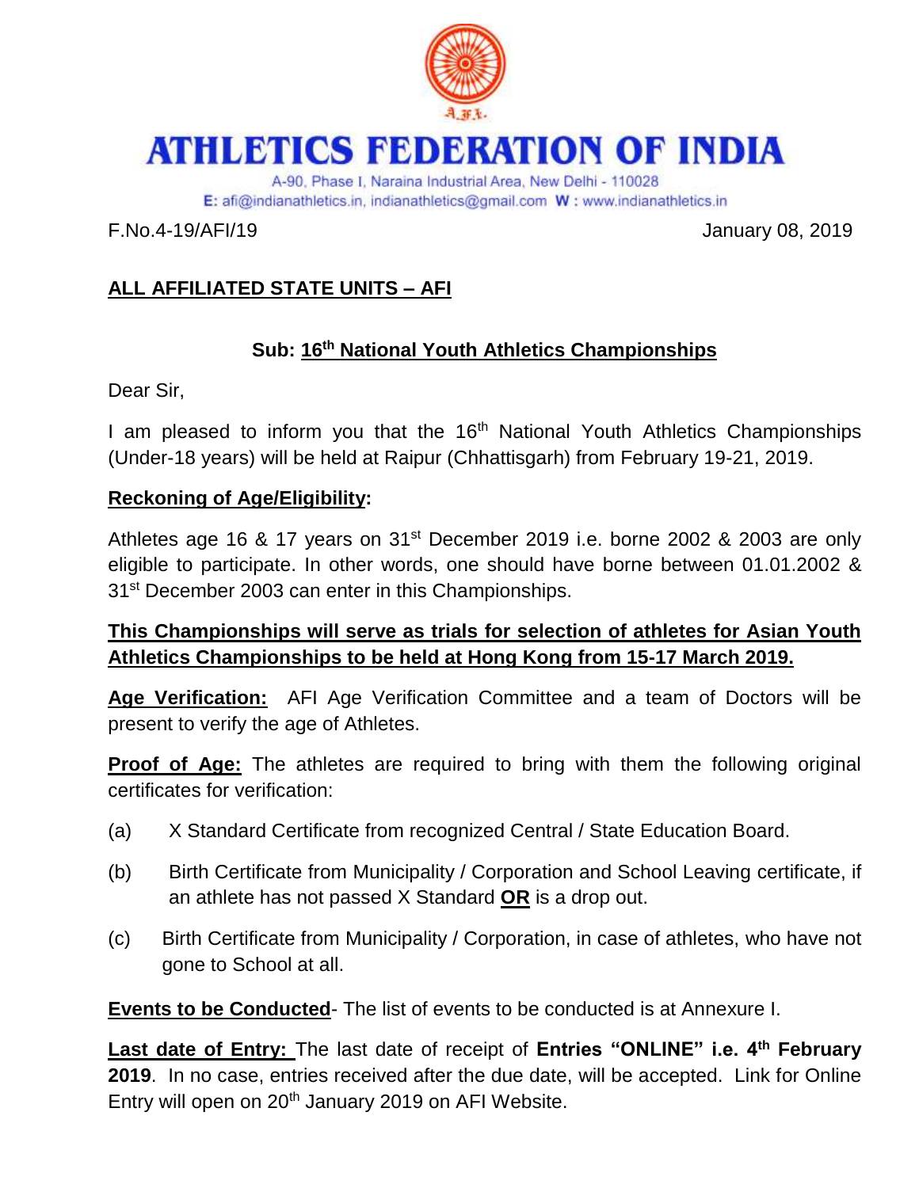# ATHLETICS FEDERATION OF INDIA

A-90, Phase I, Naraina Industrial Area, New Delhi - 110028
E: afi@indianathletics.in, indianathletics@gmail.com W : www.indianathletics.in

F.No.4-19/AFI/19 January 08, 2019

**ALL AFFILIATED STATE UNITS – AFI**

**Sub: 16th National Youth Athletics Championships**

Dear Sir,

I am pleased to inform you that the 16th National Youth Athletics Championships (Under-18 years) will be held at Raipur (Chhattisgarh) from February 19-21, 2019.

**Reckoning of Age/Eligibility:**

Athletes age 16 & 17 years on 31st December 2019 i.e. borne 2002 & 2003 are only eligible to participate. In other words, one should have borne between 01.01.2002 & 31st December 2003 can enter in this Championships.

**This Championships will serve as trials for selection of athletes for Asian Youth Athletics Championships to be held at Hong Kong from 15-17 March 2019.**

**Age Verification:** AFI Age Verification Committee and a team of Doctors will be present to verify the age of Athletes.

**Proof of Age:** The athletes are required to bring with them the following original certificates for verification:

(a) X Standard Certificate from recognized Central / State Education Board.

(b) Birth Certificate from Municipality / Corporation and School Leaving certificate, if an athlete has not passed X Standard **OR** is a drop out.

(c) Birth Certificate from Municipality / Corporation, in case of athletes, who have not gone to School at all.

**Events to be Conducted**- The list of events to be conducted is at Annexure I.

**Last date of Entry:** The last date of receipt of **Entries "ONLINE" i.e. 4th February 2019**. In no case, entries received after the due date, will be accepted. Link for Online Entry will open on 20th January 2019 on AFI Website.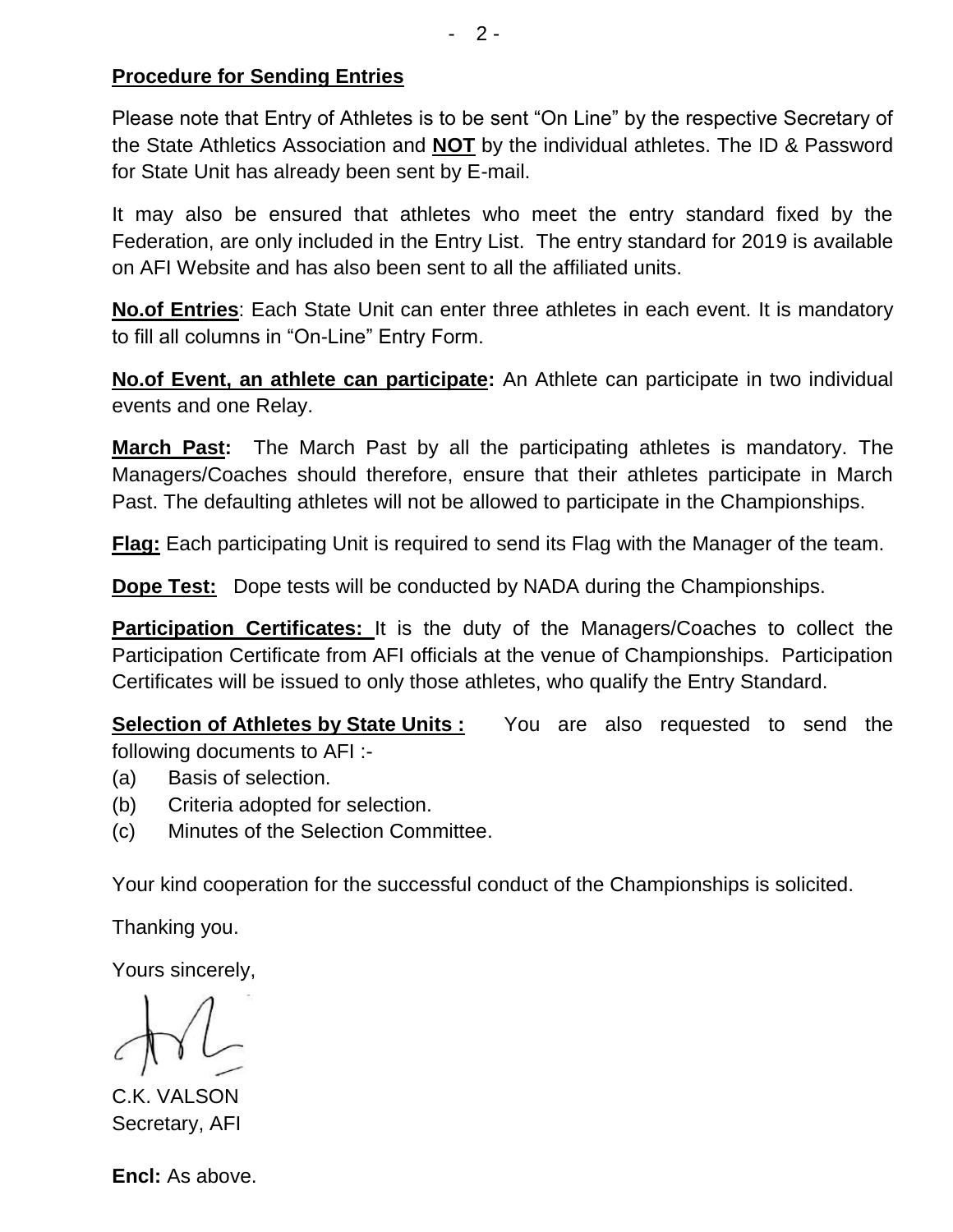**Procedure for Sending Entries**

Please note that Entry of Athletes is to be sent "On Line" by the respective Secretary of the State Athletics Association and **NOT** by the individual athletes. The ID & Password for State Unit has already been sent by E-mail.

It may also be ensured that athletes who meet the entry standard fixed by the Federation, are only included in the Entry List. The entry standard for 2019 is available on AFI Website and has also been sent to all the affiliated units.

**No.of Entries**: Each State Unit can enter three athletes in each event. It is mandatory to fill all columns in "On-Line" Entry Form.

**No.of Event, an athlete can participate:** An Athlete can participate in two individual events and one Relay.

**March Past:** The March Past by all the participating athletes is mandatory. The Managers/Coaches should therefore, ensure that their athletes participate in March Past. The defaulting athletes will not be allowed to participate in the Championships.

**Flag:** Each participating Unit is required to send its Flag with the Manager of the team.

**Dope Test:** Dope tests will be conducted by NADA during the Championships.

**Participation Certificates:** It is the duty of the Managers/Coaches to collect the Participation Certificate from AFI officials at the venue of Championships. Participation Certificates will be issued to only those athletes, who qualify the Entry Standard.

**Selection of Athletes by State Units :** You are also requested to send the following documents to AFI :-

(a) Basis of selection.
(b) Criteria adopted for selection.
(c) Minutes of the Selection Committee.

Your kind cooperation for the successful conduct of the Championships is solicited.

Thanking you.

Yours sincerely,

C.K. VALSON
Secretary, AFI

**Encl:** As above.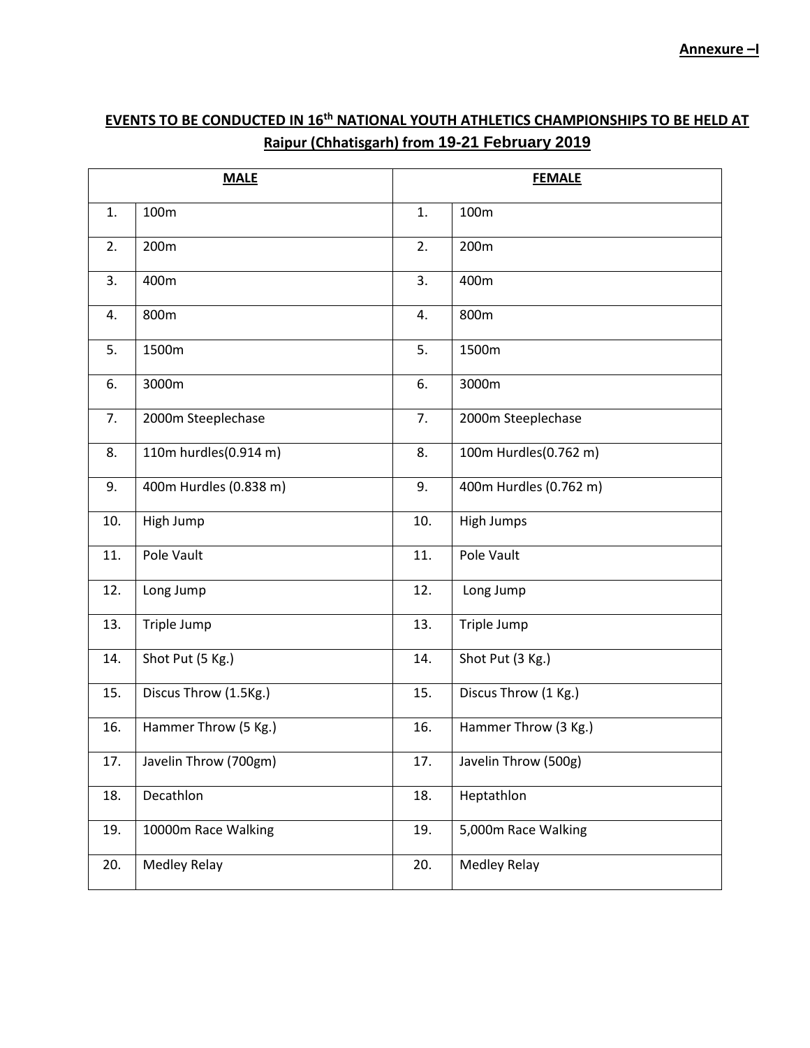**Annexure –I**

## EVENTS TO BE CONDUCTED IN 16th NATIONAL YOUTH ATHLETICS CHAMPIONSHIPS TO BE HELD AT Raipur (Chhatisgarh) from 19-21 February 2019

| MALE | | FEMALE | |
|---|---|---|---|
| 1. | 100m | 1. | 100m |
| 2. | 200m | 2. | 200m |
| 3. | 400m | 3. | 400m |
| 4. | 800m | 4. | 800m |
| 5. | 1500m | 5. | 1500m |
| 6. | 3000m | 6. | 3000m |
| 7. | 2000m Steeplechase | 7. | 2000m Steeplechase |
| 8. | 110m hurdles(0.914 m) | 8. | 100m Hurdles(0.762 m) |
| 9. | 400m Hurdles (0.838 m) | 9. | 400m Hurdles (0.762 m) |
| 10. | High Jump | 10. | High Jumps |
| 11. | Pole Vault | 11. | Pole Vault |
| 12. | Long Jump | 12. | Long Jump |
| 13. | Triple Jump | 13. | Triple Jump |
| 14. | Shot Put (5 Kg.) | 14. | Shot Put (3 Kg.) |
| 15. | Discus Throw (1.5Kg.) | 15. | Discus Throw (1 Kg.) |
| 16. | Hammer Throw (5 Kg.) | 16. | Hammer Throw (3 Kg.) |
| 17. | Javelin Throw (700gm) | 17. | Javelin Throw (500g) |
| 18. | Decathlon | 18. | Heptathlon |
| 19. | 10000m Race Walking | 19. | 5,000m Race Walking |
| 20. | Medley Relay | 20. | Medley Relay |